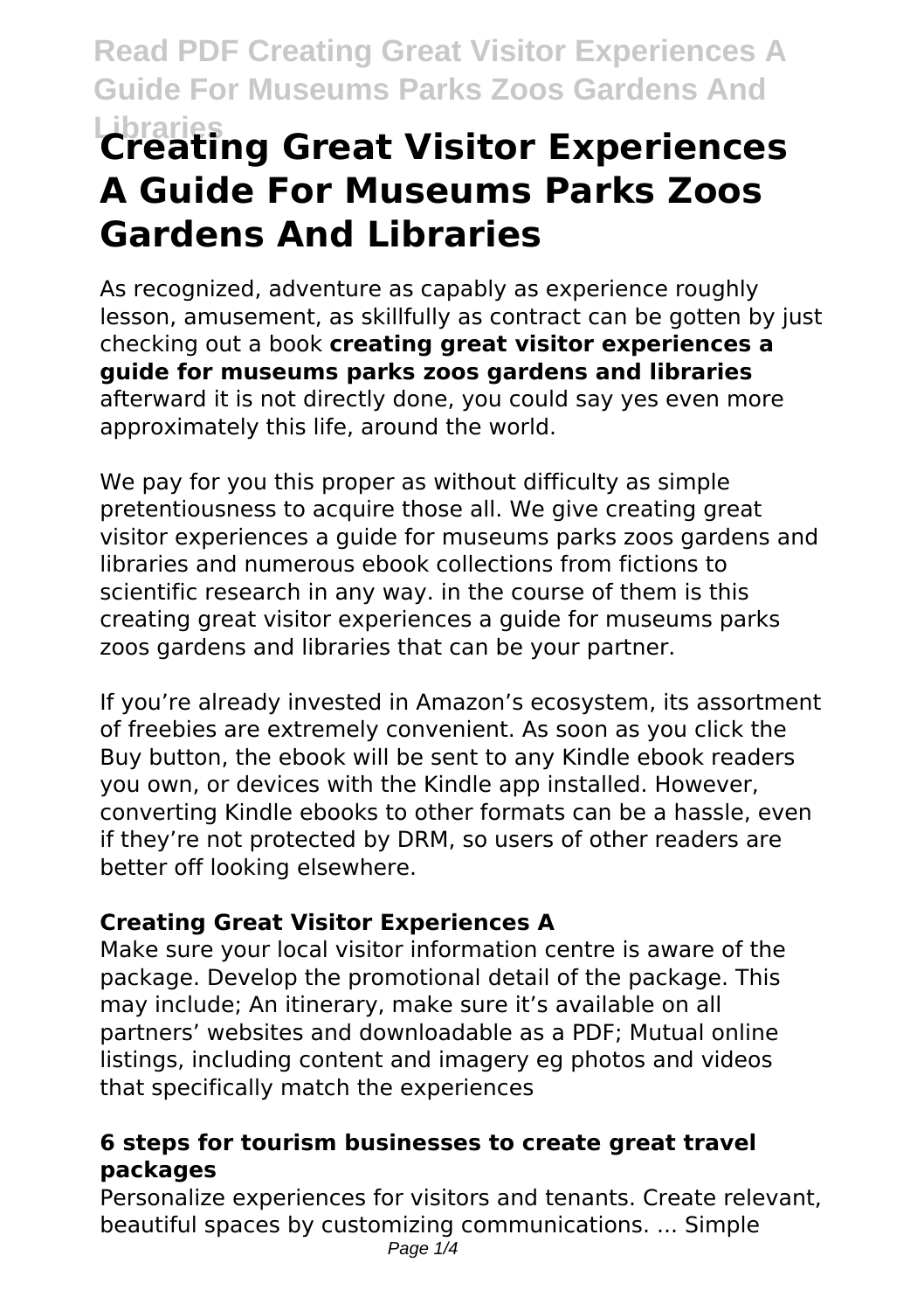# Creating Great Visitor Experiences A Guide For Museums Parks Zoos Gardens And Libraries

As recognized, adventure as capably as experience roughly lesson, amusement, as skillfully as contract can be gotten by just checking out a book **creating great visitor experiences a guide for museums parks zoos gardens and libraries** afterward it is not directly done, you could say yes even more approximately this life, around the world.

We pay for you this proper as without difficulty as simple pretentiousness to acquire those all. We give creating great visitor experiences a guide for museums parks zoos gardens and libraries and numerous ebook collections from fictions to scientific research in any way. in the course of them is this creating great visitor experiences a guide for museums parks zoos gardens and libraries that can be your partner.

If you're already invested in Amazon's ecosystem, its assortment of freebies are extremely convenient. As soon as you click the Buy button, the ebook will be sent to any Kindle ebook readers you own, or devices with the Kindle app installed. However, converting Kindle ebooks to other formats can be a hassle, even if they're not protected by DRM, so users of other readers are better off looking elsewhere.

## Creating Great Visitor Experiences A

Make sure your local visitor information centre is aware of the package. Develop the promotional detail of the package. This may include; An itinerary, make sure it's available on all partners' websites and downloadable as a PDF; Mutual online listings, including content and imagery eg photos and videos that specifically match the experiences

## 6 steps for tourism businesses to create great travel packages

Personalize experiences for visitors and tenants. Create relevant, beautiful spaces by customizing communications. ... Simple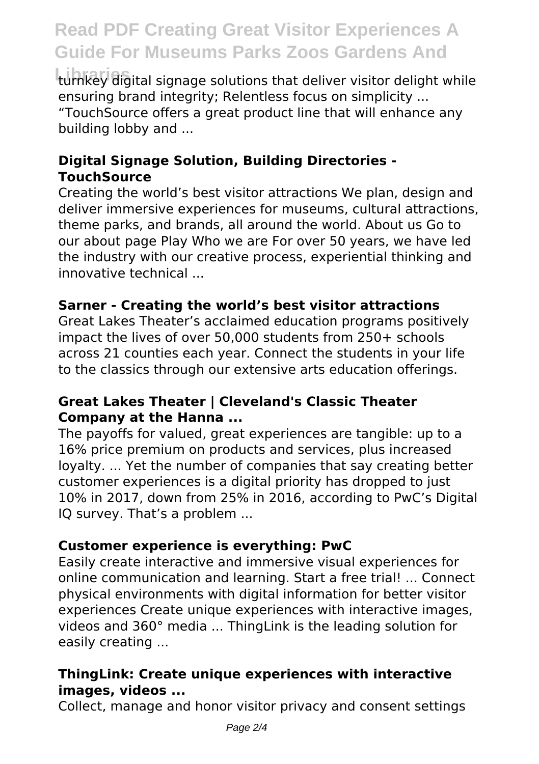turnkey digital signage solutions that deliver visitor delight while ensuring brand integrity; Relentless focus on simplicity ... "TouchSource offers a great product line that will enhance any building lobby and ...

### Digital Signage Solution, Building Directories - TouchSource

Creating the world's best visitor attractions We plan, design and deliver immersive experiences for museums, cultural attractions, theme parks, and brands, all around the world. About us Go to our about page Play Who we are For over 50 years, we have led the industry with our creative process, experiential thinking and innovative technical ...

### Sarner - Creating the world's best visitor attractions

Great Lakes Theater's acclaimed education programs positively impact the lives of over 50,000 students from 250+ schools across 21 counties each year. Connect the students in your life to the classics through our extensive arts education offerings.

### Great Lakes Theater | Cleveland's Classic Theater Company at the Hanna ...

The payoffs for valued, great experiences are tangible: up to a 16% price premium on products and services, plus increased loyalty. ... Yet the number of companies that say creating better customer experiences is a digital priority has dropped to just 10% in 2017, down from 25% in 2016, according to PwC's Digital IQ survey. That's a problem ...

### Customer experience is everything: PwC

Easily create interactive and immersive visual experiences for online communication and learning. Start a free trial! ... Connect physical environments with digital information for better visitor experiences Create unique experiences with interactive images, videos and 360° media ... ThingLink is the leading solution for easily creating ...

### ThingLink: Create unique experiences with interactive images, videos ...

Collect, manage and honor visitor privacy and consent settings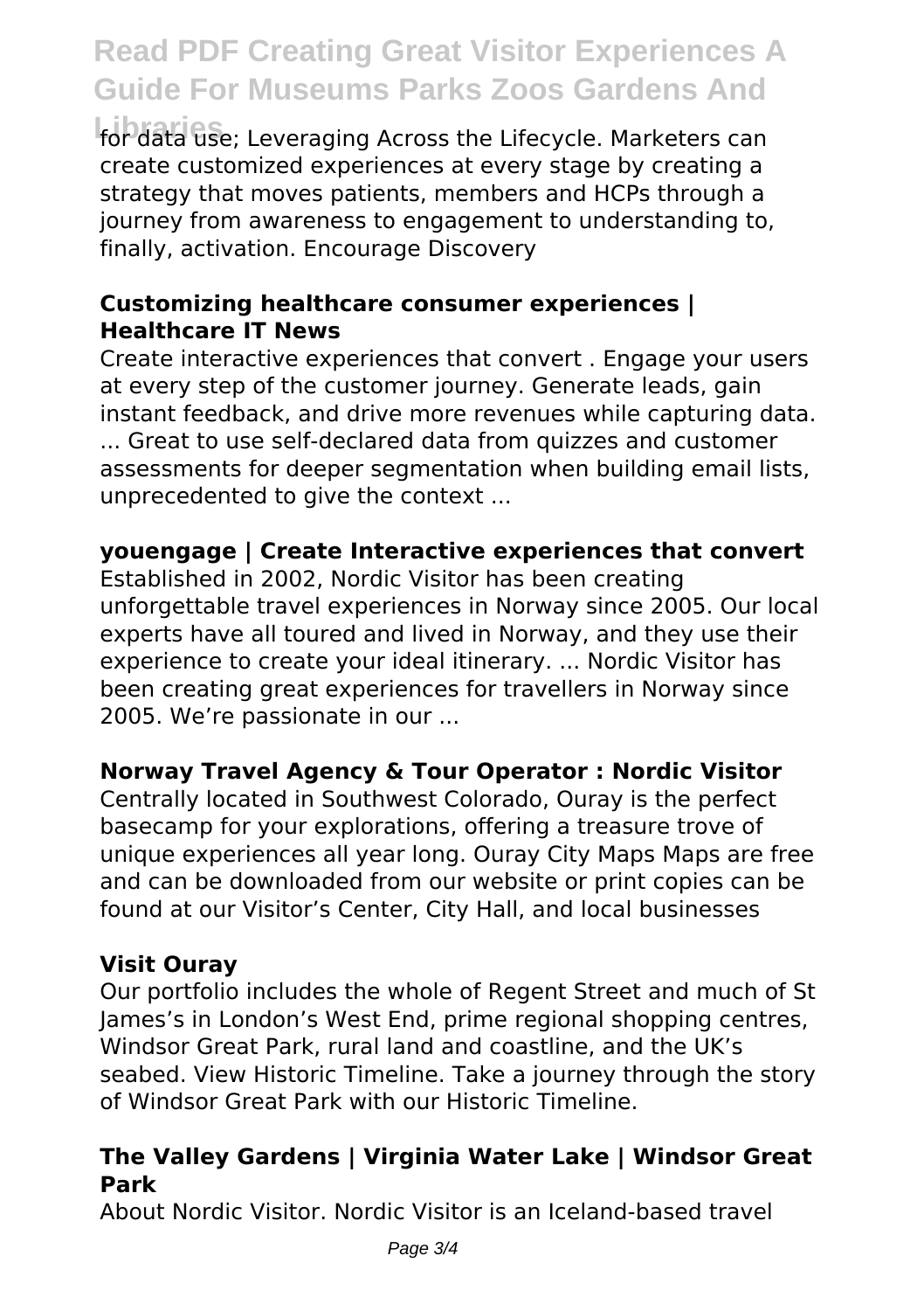for data use; Leveraging Across the Lifecycle. Marketers can create customized experiences at every stage by creating a strategy that moves patients, members and HCPs through a journey from awareness to engagement to understanding to, finally, activation. Encourage Discovery

**Customizing healthcare consumer experiences | Healthcare IT News**

Create interactive experiences that convert . Engage your users at every step of the customer journey. Generate leads, gain instant feedback, and drive more revenues while capturing data. ... Great to use self-declared data from quizzes and customer assessments for deeper segmentation when building email lists, unprecedented to give the context ...

**youengage | Create Interactive experiences that convert**

Established in 2002, Nordic Visitor has been creating unforgettable travel experiences in Norway since 2005. Our local experts have all toured and lived in Norway, and they use their experience to create your ideal itinerary. ... Nordic Visitor has been creating great experiences for travellers in Norway since 2005. We're passionate in our ...

**Norway Travel Agency & Tour Operator : Nordic Visitor**

Centrally located in Southwest Colorado, Ouray is the perfect basecamp for your explorations, offering a treasure trove of unique experiences all year long. Ouray City Maps Maps are free and can be downloaded from our website or print copies can be found at our Visitor's Center, City Hall, and local businesses

**Visit Ouray**

Our portfolio includes the whole of Regent Street and much of St James's in London's West End, prime regional shopping centres, Windsor Great Park, rural land and coastline, and the UK's seabed. View Historic Timeline. Take a journey through the story of Windsor Great Park with our Historic Timeline.

**The Valley Gardens | Virginia Water Lake | Windsor Great Park**

About Nordic Visitor. Nordic Visitor is an Iceland-based travel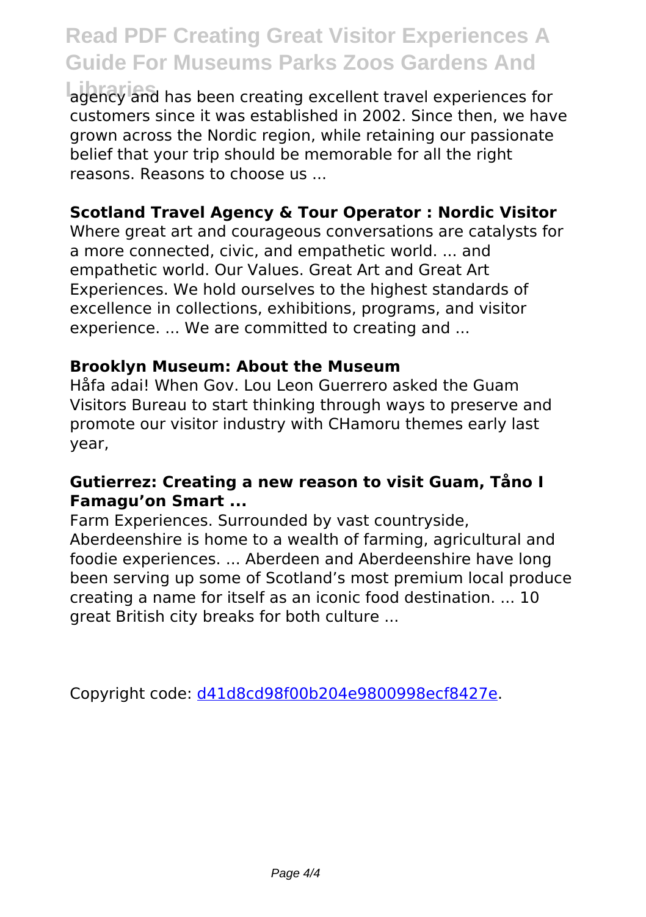agency and has been creating excellent travel experiences for customers since it was established in 2002. Since then, we have grown across the Nordic region, while retaining our passionate belief that your trip should be memorable for all the right reasons. Reasons to choose us ...

**Scotland Travel Agency & Tour Operator : Nordic Visitor**

Where great art and courageous conversations are catalysts for a more connected, civic, and empathetic world. ... and empathetic world. Our Values. Great Art and Great Art Experiences. We hold ourselves to the highest standards of excellence in collections, exhibitions, programs, and visitor experience. ... We are committed to creating and ...

**Brooklyn Museum: About the Museum**

Håfa adai! When Gov. Lou Leon Guerrero asked the Guam Visitors Bureau to start thinking through ways to preserve and promote our visitor industry with CHamoru themes early last year,

**Gutierrez: Creating a new reason to visit Guam, Tåno I Famagu'on Smart ...**

Farm Experiences. Surrounded by vast countryside, Aberdeenshire is home to a wealth of farming, agricultural and foodie experiences. ... Aberdeen and Aberdeenshire have long been serving up some of Scotland's most premium local produce creating a name for itself as an iconic food destination. ... 10 great British city breaks for both culture ...

Copyright code: d41d8cd98f00b204e9800998ecf8427e.